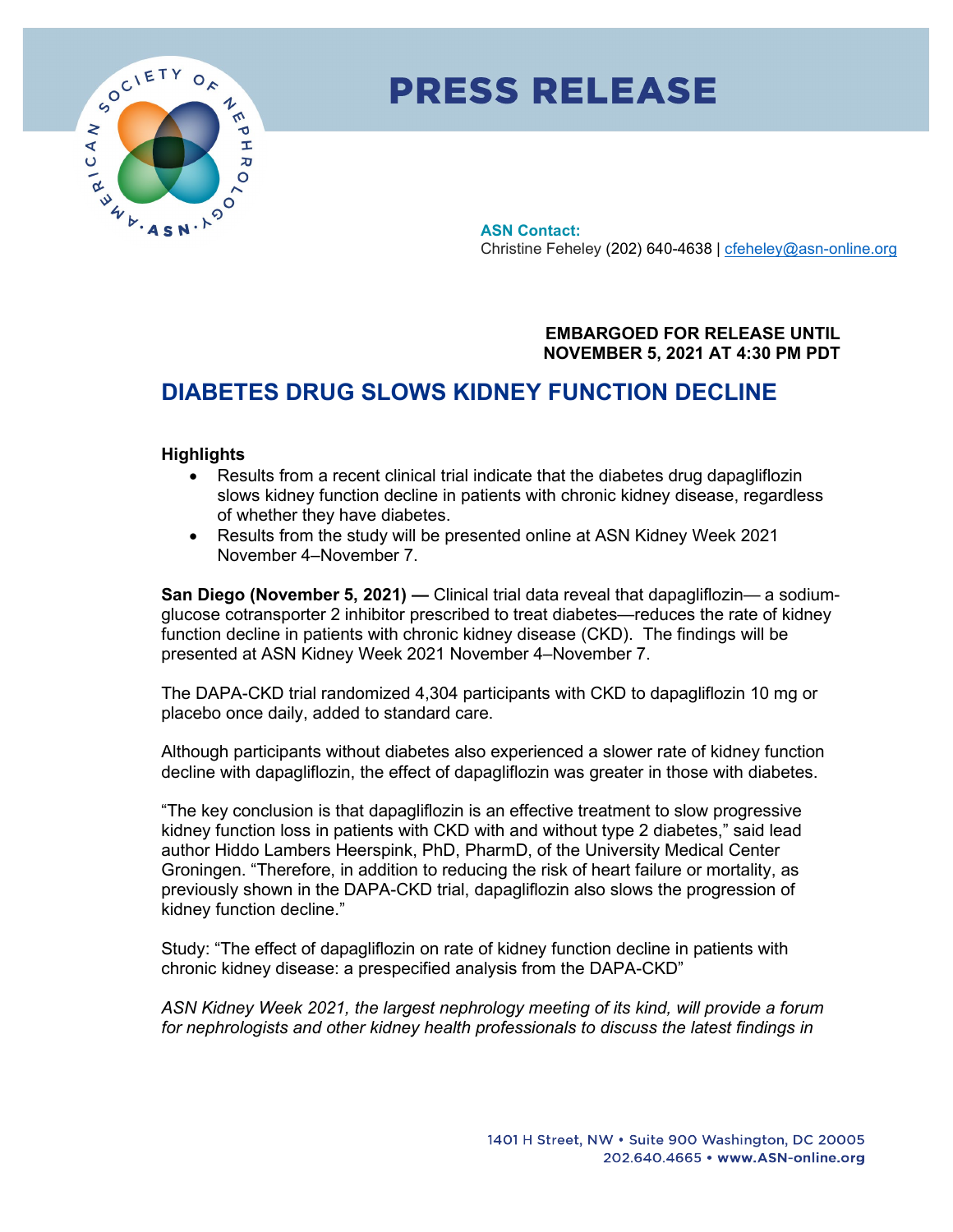# PRESS RELEASE

**ASN Contact:**
Christine Feheley (202) 640-4638 | cfeheley@asn-online.org

**EMBARGOED FOR RELEASE UNTIL NOVEMBER 5, 2021 AT 4:30 PM PDT**

## DIABETES DRUG SLOWS KIDNEY FUNCTION DECLINE

**Highlights**

- Results from a recent clinical trial indicate that the diabetes drug dapagliflozin slows kidney function decline in patients with chronic kidney disease, regardless of whether they have diabetes.
- Results from the study will be presented online at ASN Kidney Week 2021 November 4–November 7.

**San Diego (November 5, 2021) —** Clinical trial data reveal that dapagliflozin— a sodium-glucose cotransporter 2 inhibitor prescribed to treat diabetes—reduces the rate of kidney function decline in patients with chronic kidney disease (CKD). The findings will be presented at ASN Kidney Week 2021 November 4–November 7.

The DAPA-CKD trial randomized 4,304 participants with CKD to dapagliflozin 10 mg or placebo once daily, added to standard care.

Although participants without diabetes also experienced a slower rate of kidney function decline with dapagliflozin, the effect of dapagliflozin was greater in those with diabetes.

"The key conclusion is that dapagliflozin is an effective treatment to slow progressive kidney function loss in patients with CKD with and without type 2 diabetes," said lead author Hiddo Lambers Heerspink, PhD, PharmD, of the University Medical Center Groningen. "Therefore, in addition to reducing the risk of heart failure or mortality, as previously shown in the DAPA-CKD trial, dapagliflozin also slows the progression of kidney function decline."

Study: "The effect of dapagliflozin on rate of kidney function decline in patients with chronic kidney disease: a prespecified analysis from the DAPA-CKD"

*ASN Kidney Week 2021, the largest nephrology meeting of its kind, will provide a forum for nephrologists and other kidney health professionals to discuss the latest findings in*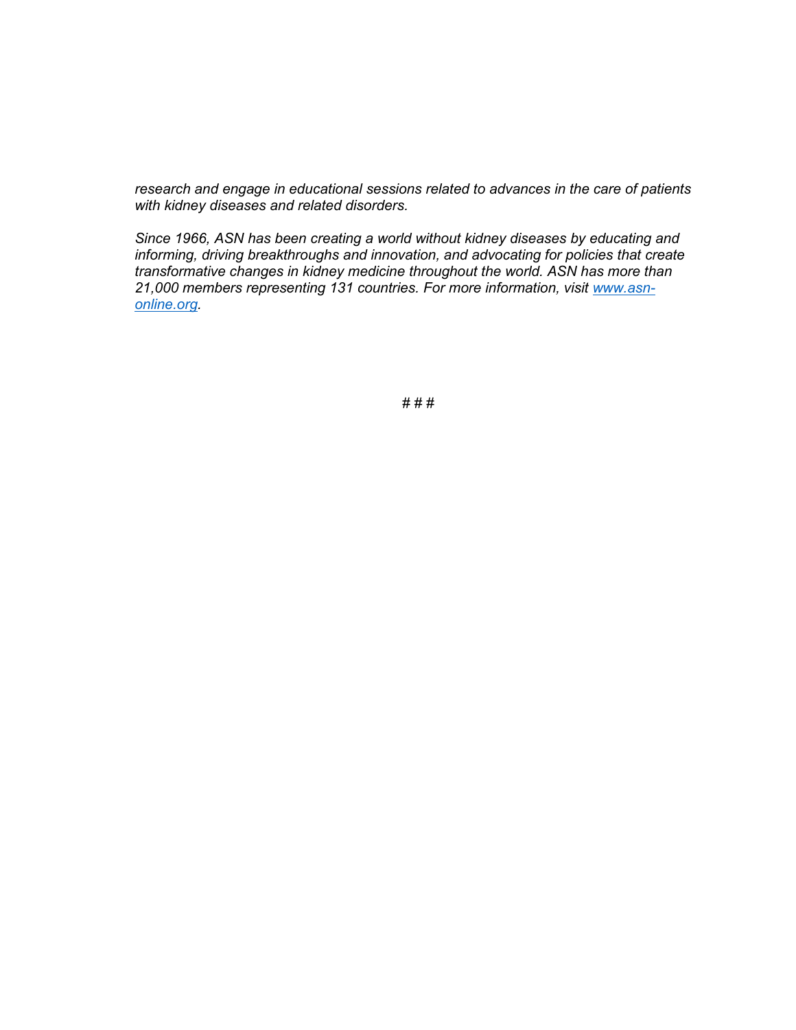*research and engage in educational sessions related to advances in the care of patients with kidney diseases and related disorders.*

*Since 1966, ASN has been creating a world without kidney diseases by educating and informing, driving breakthroughs and innovation, and advocating for policies that create transformative changes in kidney medicine throughout the world. ASN has more than 21,000 members representing 131 countries. For more information, visit [www.asn-online.org](http://www.asn-online.org).*

# # #